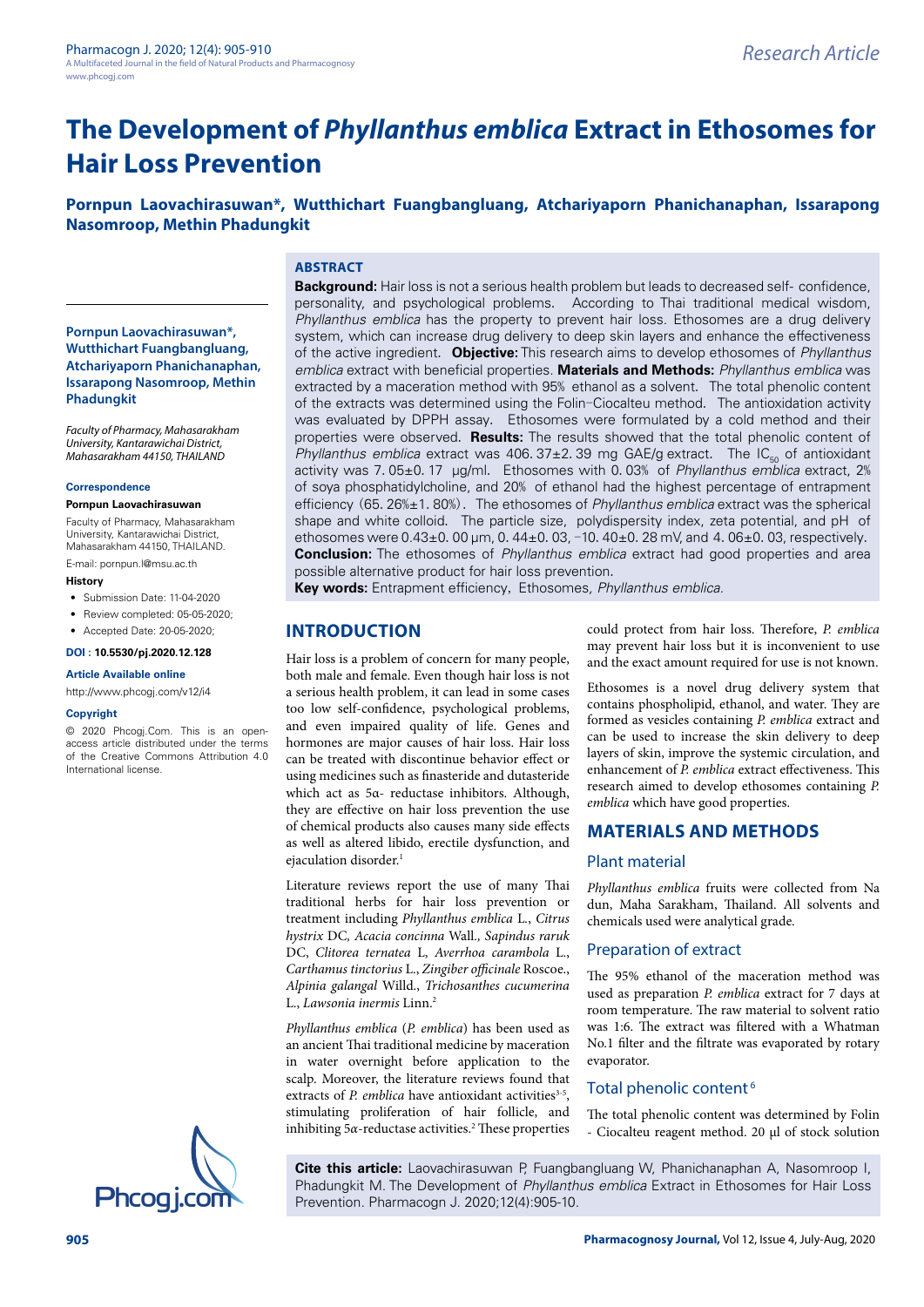# The Development of *Phyllanthus emblica* Extract in Ethosomes for Hair Loss Prevention

**Pornpun Laovachirasuwan\*, Wutthichart Fuangbangluang, Atchariyaporn Phanichanaphan, Issarapong Nasomroop, Methin Phadungkit**

**Pornpun Laovachirasuwan\*, Wutthichart Fuangbangluang, Atchariyaporn Phanichanaphan, Issarapong Nasomroop, Methin Phadungkit**

*Faculty of Pharmacy, Mahasarakham University, Kantarawichai District, Mahasarakham 44150, THAILAND*

**Correspondence**

**Pornpun Laovachirasuwan**

Faculty of Pharmacy, Mahasarakham University, Kantarawichai District, Mahasarakham 44150, THAILAND.

E-mail: pornpun.l@msu.ac.th

**History**

- Submission Date: 11-04-2020
- Review completed: 05-05-2020;
- Accepted Date: 20-05-2020;

**DOI : 10.5530/pj.2020.12.128**

**Article Available online**

http://www.phcogj.com/v12/i4

**Copyright**

© 2020 Phcogj.Com. This is an open-access article distributed under the terms of the Creative Commons Attribution 4.0 International license.

## ABSTRACT

**Background:** Hair loss is not a serious health problem but leads to decreased self- confidence, personality, and psychological problems. According to Thai traditional medical wisdom, *Phyllanthus emblica* has the property to prevent hair loss. Ethosomes are a drug delivery system, which can increase drug delivery to deep skin layers and enhance the effectiveness of the active ingredient. **Objective:** This research aims to develop ethosomes of *Phyllanthus emblica* extract with beneficial properties. **Materials and Methods:** *Phyllanthus emblica* was extracted by a maceration method with 95% ethanol as a solvent. The total phenolic content of the extracts was determined using the Folin–Ciocalteu method. The antioxidation activity was evaluated by DPPH assay. Ethosomes were formulated by a cold method and their properties were observed. **Results:** The results showed that the total phenolic content of *Phyllanthus emblica* extract was 406. 37±2. 39 mg GAE/g extract. The $IC_{50}$ of antioxidant activity was 7. 05±0. 17 µg/ml. Ethosomes with 0. 03% of *Phyllanthus emblica* extract, 2% of soya phosphatidylcholine, and 20% of ethanol had the highest percentage of entrapment efficiency (65. 26%±1. 80%). The ethosomes of *Phyllanthus emblica* extract was the spherical shape and white colloid. The particle size, polydispersity index, zeta potential, and pH of ethosomes were 0.43±0. 00 µm, 0. 44±0. 03, −10. 40±0. 28 mV, and 4. 06±0. 03, respectively. **Conclusion:** The ethosomes of *Phyllanthus emblica* extract had good properties and area possible alternative product for hair loss prevention.

**Key words:** Entrapment efficiency, Ethosomes, *Phyllanthus emblica.*

## INTRODUCTION

Hair loss is a problem of concern for many people, both male and female. Even though hair loss is not a serious health problem, it can lead in some cases too low self-confidence, psychological problems, and even impaired quality of life. Genes and hormones are major causes of hair loss. Hair loss can be treated with discontinue behavior effect or using medicines such as finasteride and dutasteride which act as 5α- reductase inhibitors. Although, they are effective on hair loss prevention the use of chemical products also causes many side effects as well as altered libido, erectile dysfunction, and ejaculation disorder.[1]

Literature reviews report the use of many Thai traditional herbs for hair loss prevention or treatment including *Phyllanthus emblica* L., *Citrus hystrix* DC, *Acacia concinna* Wall., *Sapindus raruk* DC, *Clitorea ternatea* L, *Averrhoa carambola* L., *Carthamus tinctorius* L., *Zingiber officinale* Roscoe., *Alpinia galangal* Willd., *Trichosanthes cucumerina* L., *Lawsonia inermis* Linn.[2]

*Phyllanthus emblica* (*P. emblica*) has been used as an ancient Thai traditional medicine by maceration in water overnight before application to the scalp. Moreover, the literature reviews found that extracts of *P. emblica* have antioxidant activities[3-5], stimulating proliferation of hair follicle, and inhibiting 5α-reductase activities.[2] These properties could protect from hair loss. Therefore, *P. emblica* may prevent hair loss but it is inconvenient to use and the exact amount required for use is not known.

Ethosomes is a novel drug delivery system that contains phospholipid, ethanol, and water. They are formed as vesicles containing *P. emblica* extract and can be used to increase the skin delivery to deep layers of skin, improve the systemic circulation, and enhancement of *P. emblica* extract effectiveness. This research aimed to develop ethosomes containing *P. emblica* which have good properties.

## MATERIALS AND METHODS

### Plant material

*Phyllanthus emblica* fruits were collected from Na dun, Maha Sarakham, Thailand. All solvents and chemicals used were analytical grade.

### Preparation of extract

The 95% ethanol of the maceration method was used as preparation *P. emblica* extract for 7 days at room temperature. The raw material to solvent ratio was 1:6. The extract was filtered with a Whatman No.1 filter and the filtrate was evaporated by rotary evaporator.

### Total phenolic content [6]

The total phenolic content was determined by Folin - Ciocalteu reagent method. 20 µl of stock solution

**Cite this article:** Laovachirasuwan P, Fuangbangluang W, Phanichanaphan A, Nasomroop I, Phadungkit M. The Development of *Phyllanthus emblica* Extract in Ethosomes for Hair Loss Prevention. Pharmacogn J. 2020;12(4):905-10.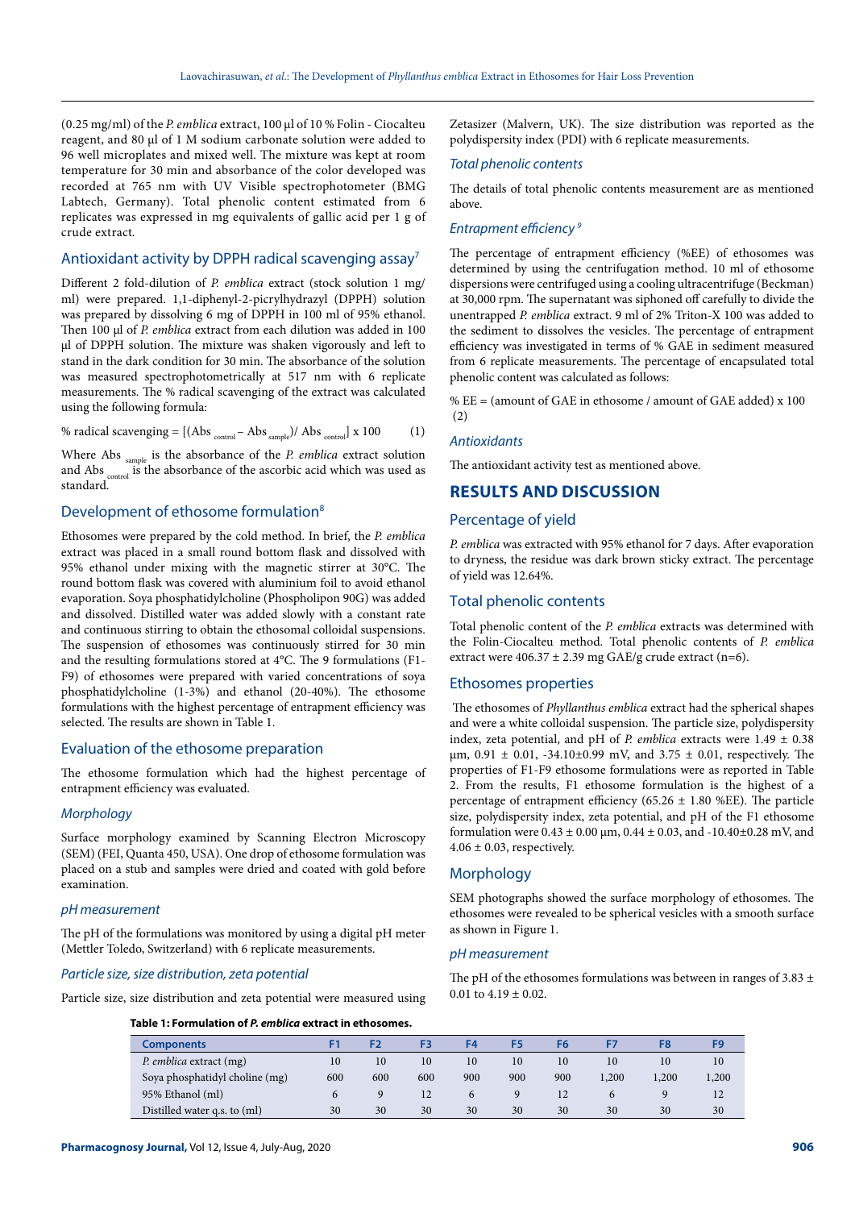(0.25 mg/ml) of the *P. emblica* extract, 100 µl of 10 % Folin - Ciocalteu reagent, and 80 µl of 1 M sodium carbonate solution were added to 96 well microplates and mixed well. The mixture was kept at room temperature for 30 min and absorbance of the color developed was recorded at 765 nm with UV Visible spectrophotometer (BMG Labtech, Germany). Total phenolic content estimated from 6 replicates was expressed in mg equivalents of gallic acid per 1 g of crude extract.

## Antioxidant activity by DPPH radical scavenging assay[7]

Different 2 fold-dilution of *P. emblica* extract (stock solution 1 mg/ml) were prepared. 1,1-diphenyl-2-picrylhydrazyl (DPPH) solution was prepared by dissolving 6 mg of DPPH in 100 ml of 95% ethanol. Then 100 µl of *P. emblica* extract from each dilution was added in 100 µl of DPPH solution. The mixture was shaken vigorously and left to stand in the dark condition for 30 min. The absorbance of the solution was measured spectrophotometrically at 517 nm with 6 replicate measurements. The % radical scavenging of the extract was calculated using the following formula:

$$\% \text{ radical scavenging} = [(Abs_{control} - Abs_{sample}) / Abs_{control}] \times 100 \quad (1)$$

Where $Abs_{sample}$ is the absorbance of the *P. emblica* extract solution and $Abs_{control}$ is the absorbance of the ascorbic acid which was used as standard.

## Development of ethosome formulation[8]

Ethosomes were prepared by the cold method. In brief, the *P. emblica* extract was placed in a small round bottom flask and dissolved with 95% ethanol under mixing with the magnetic stirrer at 30°C. The round bottom flask was covered with aluminium foil to avoid ethanol evaporation. Soya phosphatidylcholine (Phospholipon 90G) was added and dissolved. Distilled water was added slowly with a constant rate and continuous stirring to obtain the ethosomal colloidal suspensions. The suspension of ethosomes was continuously stirred for 30 min and the resulting formulations stored at 4°C. The 9 formulations (F1-F9) of ethosomes were prepared with varied concentrations of soya phosphatidylcholine (1-3%) and ethanol (20-40%). The ethosome formulations with the highest percentage of entrapment efficiency was selected. The results are shown in Table 1.

## Evaluation of the ethosome preparation

The ethosome formulation which had the highest percentage of entrapment efficiency was evaluated.

### *Morphology*

Surface morphology examined by Scanning Electron Microscopy (SEM) (FEI, Quanta 450, USA). One drop of ethosome formulation was placed on a stub and samples were dried and coated with gold before examination.

### *pH measurement*

The pH of the formulations was monitored by using a digital pH meter (Mettler Toledo, Switzerland) with 6 replicate measurements.

### *Particle size, size distribution, zeta potential*

Particle size, size distribution and zeta potential were measured using Zetasizer (Malvern, UK). The size distribution was reported as the polydispersity index (PDI) with 6 replicate measurements.

### *Total phenolic contents*

The details of total phenolic contents measurement are as mentioned above.

### *Entrapment efficiency*[9]

The percentage of entrapment efficiency (%EE) of ethosomes was determined by using the centrifugation method. 10 ml of ethosome dispersions were centrifuged using a cooling ultracentrifuge (Beckman) at 30,000 rpm. The supernatant was siphoned off carefully to divide the unentrapped *P. emblica* extract. 9 ml of 2% Triton-X 100 was added to the sediment to dissolves the vesicles. The percentage of entrapment efficiency was investigated in terms of % GAE in sediment measured from 6 replicate measurements. The percentage of encapsulated total phenolic content was calculated as follows:

$$\% \text{ EE} = (\text{amount of GAE in ethosome} / \text{amount of GAE added}) \times 100 \quad (2)$$

### *Antioxidants*

The antioxidant activity test as mentioned above.

# RESULTS AND DISCUSSION

## Percentage of yield

*P. emblica* was extracted with 95% ethanol for 7 days. After evaporation to dryness, the residue was dark brown sticky extract. The percentage of yield was 12.64%.

## Total phenolic contents

Total phenolic content of the *P. emblica* extracts was determined with the Folin-Ciocalteu method. Total phenolic contents of *P. emblica* extract were 406.37 ± 2.39 mg GAE/g crude extract (n=6).

## Ethosomes properties

The ethosomes of *Phyllanthus emblica* extract had the spherical shapes and were a white colloidal suspension. The particle size, polydispersity index, zeta potential, and pH of *P. emblica* extracts were 1.49 ± 0.38 µm, 0.91 ± 0.01, -34.10±0.99 mV, and 3.75 ± 0.01, respectively. The properties of F1-F9 ethosome formulations were as reported in Table 2. From the results, F1 ethosome formulation is the highest of a percentage of entrapment efficiency (65.26 ± 1.80 %EE). The particle size, polydispersity index, zeta potential, and pH of the F1 ethosome formulation were 0.43 ± 0.00 µm, 0.44 ± 0.03, and -10.40±0.28 mV, and 4.06 ± 0.03, respectively.

## Morphology

SEM photographs showed the surface morphology of ethosomes. The ethosomes were revealed to be spherical vesicles with a smooth surface as shown in Figure 1.

### *pH measurement*

The pH of the ethosomes formulations was between in ranges of 3.83 ± 0.01 to 4.19 ± 0.02.

**Table 1: Formulation of *P. emblica* extract in ethosomes.**

| Components | F1 | F2 | F3 | F4 | F5 | F6 | F7 | F8 | F9 |
|---|---|---|---|---|---|---|---|---|---|
| *P. emblica* extract (mg) | 10 | 10 | 10 | 10 | 10 | 10 | 10 | 10 | 10 |
| Soya phosphatidyl choline (mg) | 600 | 600 | 600 | 900 | 900 | 900 | 1,200 | 1,200 | 1,200 |
| 95% Ethanol (ml) | 6 | 9 | 12 | 6 | 9 | 12 | 6 | 9 | 12 |
| Distilled water q.s. to (ml) | 30 | 30 | 30 | 30 | 30 | 30 | 30 | 30 | 30 |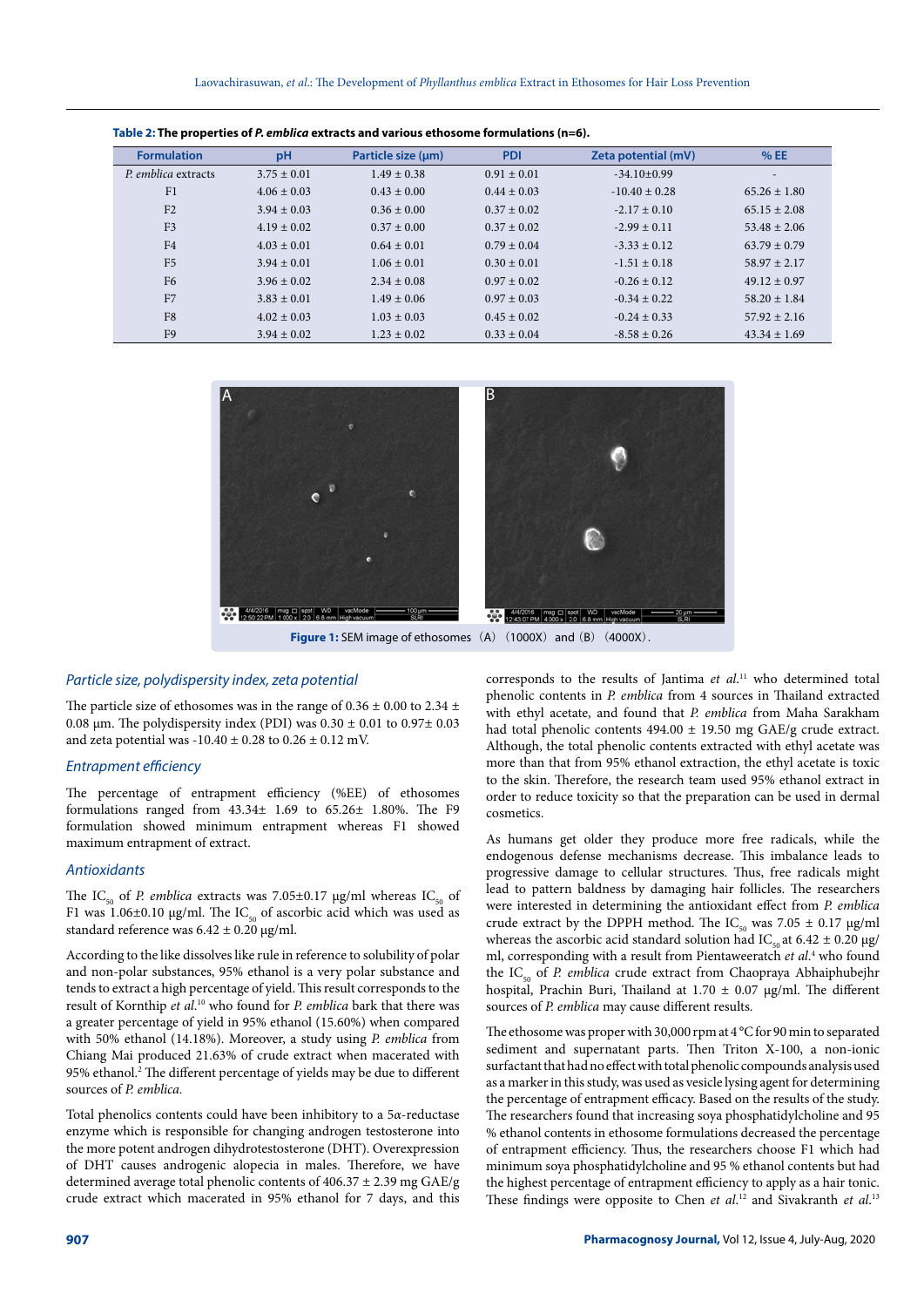**Table 2: The properties of *P. emblica* extracts and various ethosome formulations (n=6).**

| Formulation | pH | Particle size (µm) | PDI | Zeta potential (mV) | % EE |
|---|---|---|---|---|---|
| *P. emblica* extracts | 3.75 ± 0.01 | 1.49 ± 0.38 | 0.91 ± 0.01 | -34.10±0.99 | - |
| F1 | 4.06 ± 0.03 | 0.43 ± 0.00 | 0.44 ± 0.03 | -10.40 ± 0.28 | 65.26 ± 1.80 |
| F2 | 3.94 ± 0.03 | 0.36 ± 0.00 | 0.37 ± 0.02 | -2.17 ± 0.10 | 65.15 ± 2.08 |
| F3 | 4.19 ± 0.02 | 0.37 ± 0.00 | 0.37 ± 0.02 | -2.99 ± 0.11 | 53.48 ± 2.06 |
| F4 | 4.03 ± 0.01 | 0.64 ± 0.01 | 0.79 ± 0.04 | -3.33 ± 0.12 | 63.79 ± 0.79 |
| F5 | 3.94 ± 0.01 | 1.06 ± 0.01 | 0.30 ± 0.01 | -1.51 ± 0.18 | 58.97 ± 2.17 |
| F6 | 3.96 ± 0.02 | 2.34 ± 0.08 | 0.97 ± 0.02 | -0.26 ± 0.12 | 49.12 ± 0.97 |
| F7 | 3.83 ± 0.01 | 1.49 ± 0.06 | 0.97 ± 0.03 | -0.34 ± 0.22 | 58.20 ± 1.84 |
| F8 | 4.02 ± 0.03 | 1.03 ± 0.03 | 0.45 ± 0.02 | -0.24 ± 0.33 | 57.92 ± 2.16 |
| F9 | 3.94 ± 0.02 | 1.23 ± 0.02 | 0.33 ± 0.04 | -8.58 ± 0.26 | 43.34 ± 1.69 |

**Figure 1:** SEM image of ethosomes (A) (1000X) and (B) (4000X).

### *Particle size, polydispersity index, zeta potential*

The particle size of ethosomes was in the range of 0.36 ± 0.00 to 2.34 ± 0.08 µm. The polydispersity index (PDI) was 0.30 ± 0.01 to 0.97± 0.03 and zeta potential was -10.40 ± 0.28 to 0.26 ± 0.12 mV.

### *Entrapment efficiency*

The percentage of entrapment efficiency (%EE) of ethosomes formulations ranged from 43.34± 1.69 to 65.26± 1.80%. The F9 formulation showed minimum entrapment whereas F1 showed maximum entrapment of extract.

### *Antioxidants*

The $IC_{50}$ of *P. emblica* extracts was 7.05±0.17 µg/ml whereas $IC_{50}$ of F1 was 1.06±0.10 µg/ml. The $IC_{50}$ of ascorbic acid which was used as standard reference was 6.42 ± 0.20 µg/ml.

According to the like dissolves like rule in reference to solubility of polar and non-polar substances, 95% ethanol is a very polar substance and tends to extract a high percentage of yield. This result corresponds to the result of Kornthip *et al.*[10] who found for *P. emblica* bark that there was a greater percentage of yield in 95% ethanol (15.60%) when compared with 50% ethanol (14.18%). Moreover, a study using *P. emblica* from Chiang Mai produced 21.63% of crude extract when macerated with 95% ethanol.[2] The different percentage of yields may be due to different sources of *P. emblica.*

Total phenolics contents could have been inhibitory to a 5α-reductase enzyme which is responsible for changing androgen testosterone into the more potent androgen dihydrotestosterone (DHT). Overexpression of DHT causes androgenic alopecia in males. Therefore, we have determined average total phenolic contents of 406.37 ± 2.39 mg GAE/g crude extract which macerated in 95% ethanol for 7 days, and this corresponds to the results of Jantima *et al.*[11] who determined total phenolic contents in *P. emblica* from 4 sources in Thailand extracted with ethyl acetate, and found that *P. emblica* from Maha Sarakham had total phenolic contents 494.00 ± 19.50 mg GAE/g crude extract. Although, the total phenolic contents extracted with ethyl acetate was more than that from 95% ethanol extraction, the ethyl acetate is toxic to the skin. Therefore, the research team used 95% ethanol extract in order to reduce toxicity so that the preparation can be used in dermal cosmetics.

As humans get older they produce more free radicals, while the endogenous defense mechanisms decrease. This imbalance leads to progressive damage to cellular structures. Thus, free radicals might lead to pattern baldness by damaging hair follicles. The researchers were interested in determining the antioxidant effect from *P. emblica* crude extract by the DPPH method. The $IC_{50}$ was 7.05 ± 0.17 µg/ml whereas the ascorbic acid standard solution had $IC_{50}$ at 6.42 ± 0.20 µg/ml, corresponding with a result from Pientaweeratch *et al.*[4] who found the $IC_{50}$ of *P. emblica* crude extract from Chaopraya Abhaiphubejhr hospital, Prachin Buri, Thailand at 1.70 ± 0.07 µg/ml. The different sources of *P. emblica* may cause different results.

The ethosome was proper with 30,000 rpm at 4 °C for 90 min to separated sediment and supernatant parts. Then Triton X-100, a non-ionic surfactant that had no effect with total phenolic compounds analysis used as a marker in this study, was used as vesicle lysing agent for determining the percentage of entrapment efficacy. Based on the results of the study. The researchers found that increasing soya phosphatidylcholine and 95 % ethanol contents in ethosome formulations decreased the percentage of entrapment efficiency. Thus, the researchers choose F1 which had minimum soya phosphatidylcholine and 95 % ethanol contents but had the highest percentage of entrapment efficiency to apply as a hair tonic. These findings were opposite to Chen *et al.*[12] and Sivakranth *et al.*[13]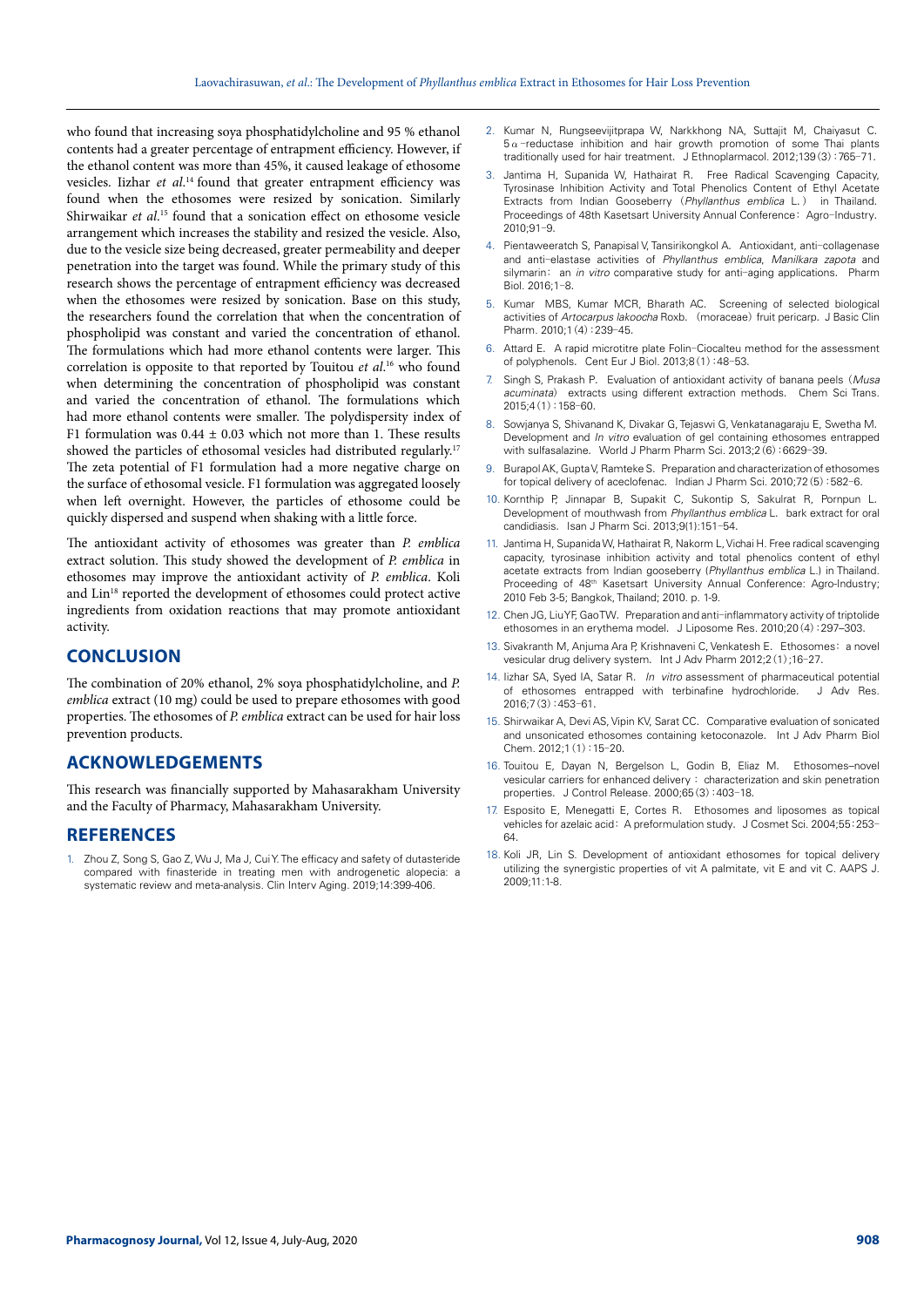who found that increasing soya phosphatidylcholine and 95 % ethanol contents had a greater percentage of entrapment efficiency. However, if the ethanol content was more than 45%, it caused leakage of ethosome vesicles. Iizhar *et al*.[14] found that greater entrapment efficiency was found when the ethosomes were resized by sonication. Similarly Shirwaikar *et al*.[15] found that a sonication effect on ethosome vesicle arrangement which increases the stability and resized the vesicle. Also, due to the vesicle size being decreased, greater permeability and deeper penetration into the target was found. While the primary study of this research shows the percentage of entrapment efficiency was decreased when the ethosomes were resized by sonication. Base on this study, the researchers found the correlation that when the concentration of phospholipid was constant and varied the concentration of ethanol. The formulations which had more ethanol contents were larger. This correlation is opposite to that reported by Touitou *et al*.[16] who found when determining the concentration of phospholipid was constant and varied the concentration of ethanol. The formulations which had more ethanol contents were smaller. The polydispersity index of F1 formulation was $0.44 \pm 0.03$ which not more than 1. These results showed the particles of ethosomal vesicles had distributed regularly.[17] The zeta potential of F1 formulation had a more negative charge on the surface of ethosomal vesicle. F1 formulation was aggregated loosely when left overnight. However, the particles of ethosome could be quickly dispersed and suspend when shaking with a little force.

The antioxidant activity of ethosomes was greater than *P. emblica* extract solution. This study showed the development of *P. emblica* in ethosomes may improve the antioxidant activity of *P. emblica*. Koli and Lin[18] reported the development of ethosomes could protect active ingredients from oxidation reactions that may promote antioxidant activity.

## CONCLUSION

The combination of 20% ethanol, 2% soya phosphatidylcholine, and *P. emblica* extract (10 mg) could be used to prepare ethosomes with good properties. The ethosomes of *P. emblica* extract can be used for hair loss prevention products.

## ACKNOWLEDGEMENTS

This research was financially supported by Mahasarakham University and the Faculty of Pharmacy, Mahasarakham University.

## REFERENCES

1. Zhou Z, Song S, Gao Z, Wu J, Ma J, Cui Y. The efficacy and safety of dutasteride compared with finasteride in treating men with androgenetic alopecia: a systematic review and meta-analysis. Clin Interv Aging. 2019;14:399-406.
2. Kumar N, Rungseevijitprapa W, Narkkhong NA, Suttajit M, Chaiyasut C. 5α-reductase inhibition and hair growth promotion of some Thai plants traditionally used for hair treatment. J Ethnopharmacol. 2012;139(3):765-71.
3. Jantima H, Supanida W, Hathairat R. Free Radical Scavenging Capacity, Tyrosinase Inhibition Activity and Total Phenolics Content of Ethyl Acetate Extracts from Indian Gooseberry (*Phyllanthus emblica* L.) in Thailand. Proceedings of 48th Kasetsart University Annual Conference: Agro-Industry. 2010;91-9.
4. Pientaweeratch S, Panapisal V, Tansirikongkol A. Antioxidant, anti-collagenase and anti-elastase activities of *Phyllanthus emblica*, *Manilkara zapota* and silymarin: an *in vitro* comparative study for anti-aging applications. Pharm Biol. 2016;1-8.
5. Kumar MBS, Kumar MCR, Bharath AC. Screening of selected biological activities of *Artocarpus lakoocha* Roxb. (moraceae) fruit pericarp. J Basic Clin Pharm. 2010;1(4):239-45.
6. Attard E. A rapid microtitre plate Folin-Ciocalteu method for the assessment of polyphenols. Cent Eur J Biol. 2013;8(1):48-53.
7. Singh S, Prakash P. Evaluation of antioxidant activity of banana peels (*Musa acuminata*) extracts using different extraction methods. Chem Sci Trans. 2015;4(1):158-60.
8. Sowjanya S, Shivanand K, Divakar G, Tejaswi G, Venkatanagaraju E, Swetha M. Development and *In vitro* evaluation of gel containing ethosomes entrapped with sulfasalazine. World J Pharm Pharm Sci. 2013;2(6):6629-39.
9. Burapol AK, Gupta V, Ramteke S. Preparation and characterization of ethosomes for topical delivery of aceclofenac. Indian J Pharm Sci. 2010;72(5):582-6.
10. Kornthip P, Jinnapar B, Supakit C, Sukontip S, Sakulrat R, Pornpun L. Development of mouthwash from *Phyllanthus emblica* L. bark extract for oral candidiasis. Isan J Pharm Sci. 2013;9(1):151-54.
11. Jantima H, Supanida W, Hathairat R, Nakorn L, Vichai H. Free radical scavenging capacity, tyrosinase inhibition activity and total phenolics content of ethyl acetate extracts from Indian gooseberry (*Phyllanthus emblica* L.) in Thailand. Proceeding of 48th Kasetsart University Annual Conference: Agro-Industry; 2010 Feb 3-5; Bangkok, Thailand; 2010. p. 1-9.
12. Chen JG, Liu YF, Gao TW. Preparation and anti-inflammatory activity of triptolide ethosomes in an erythema model. J Liposome Res. 2010;20(4):297–303.
13. Sivakranth M, Anjuma Ara P, Krishnaveni C, Venkatesh E. Ethosomes: a novel vesicular drug delivery system. Int J Adv Pharm 2012;2(1);16-27.
14. Iizhar SA, Syed IA, Satar R. *In vitro* assessment of pharmaceutical potential of ethosomes entrapped with terbinafine hydrochloride. J Adv Res. 2016;7(3):453-61.
15. Shirwaikar A, Devi AS, Vipin KV, Sarat CC. Comparative evaluation of sonicated and unsonicated ethosomes containing ketoconazole. Int J Adv Pharm Biol Chem. 2012;1(1):15-20.
16. Touitou E, Dayan N, Bergelson L, Godin B, Eliaz M. Ethosomes–novel vesicular carriers for enhanced delivery: characterization and skin penetration properties. J Control Release. 2000;65(3):403-18.
17. Esposito E, Menegatti E, Cortes R. Ethosomes and liposomes as topical vehicles for azelaic acid: A preformulation study. J Cosmet Sci. 2004;55:253-64.
18. Koli JR, Lin S. Development of antioxidant ethosomes for topical delivery utilizing the synergistic properties of vit A palmitate, vit E and vit C. AAPS J. 2009;11:1-8.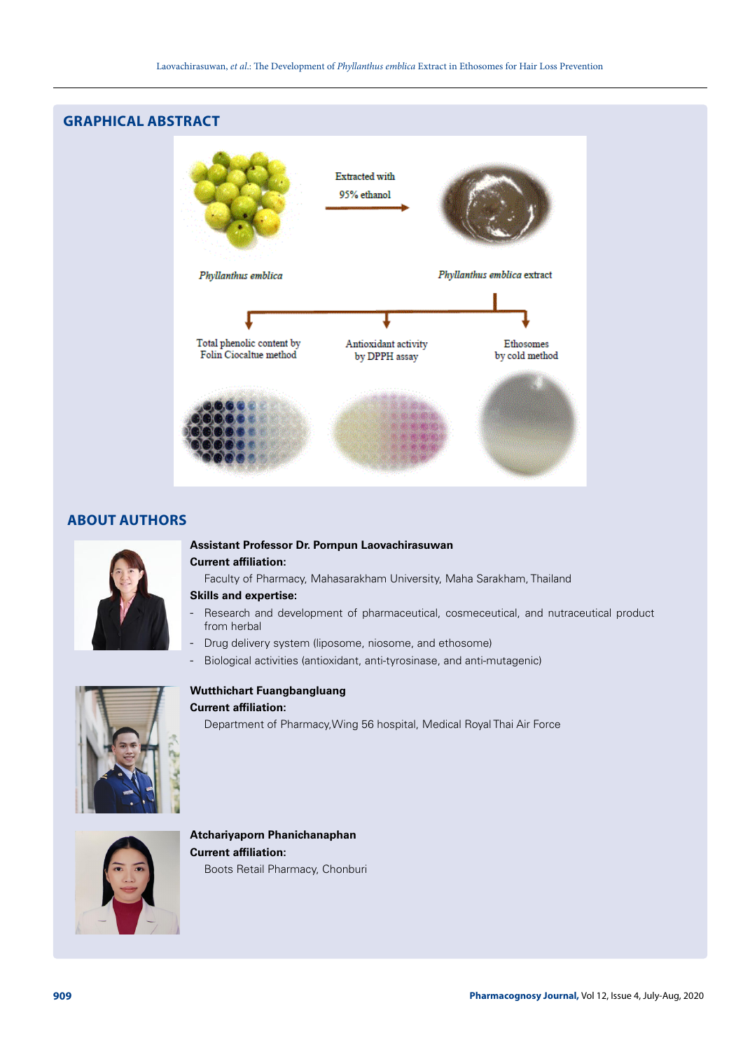## GRAPHICAL ABSTRACT

Extracted with 95% ethanol

*Phyllanthus emblica*

*Phyllanthus emblica* extract

Total phenolic content by Folin Ciocaltue method

Antioxidant activity by DPPH assay

Ethosomes by cold method

## ABOUT AUTHORS

**Assistant Professor Dr. Pornpun Laovachirasuwan**

**Current affiliation:**

Faculty of Pharmacy, Mahasarakham University, Maha Sarakham, Thailand

**Skills and expertise:**

- Research and development of pharmaceutical, cosmeceutical, and nutraceutical product from herbal
- Drug delivery system (liposome, niosome, and ethosome)
- Biological activities (antioxidant, anti-tyrosinase, and anti-mutagenic)

**Wutthichart Fuangbangluang**

**Current affiliation:**

Department of Pharmacy,Wing 56 hospital, Medical Royal Thai Air Force

**Atchariyaporn Phanichanaphan**

**Current affiliation:**

Boots Retail Pharmacy, Chonburi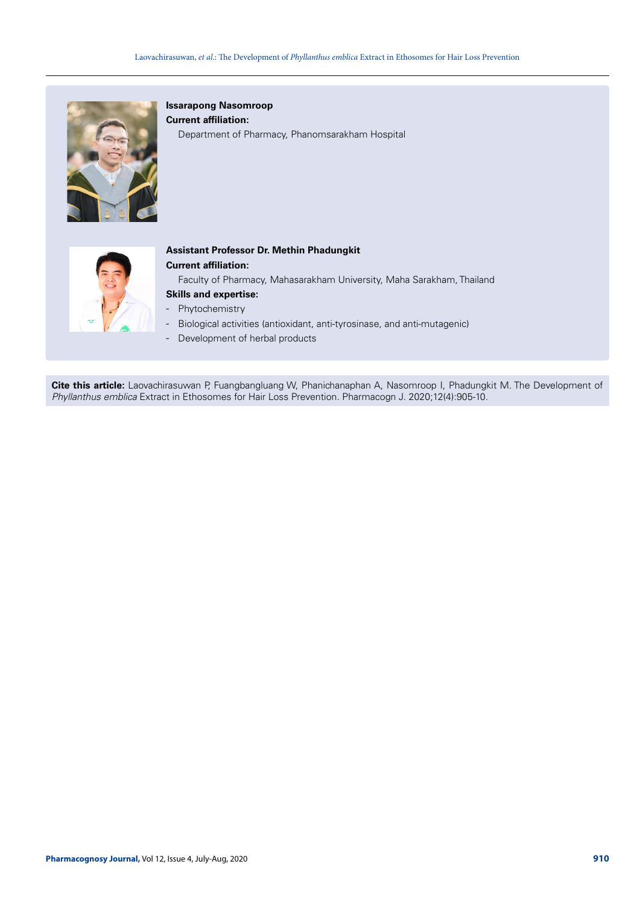**Issarapong Nasomroop**

**Current affiliation:**

Department of Pharmacy, Phanomsarakham Hospital

**Assistant Professor Dr. Methin Phadungkit**

**Current affiliation:**

Faculty of Pharmacy, Mahasarakham University, Maha Sarakham, Thailand

**Skills and expertise:**

- Phytochemistry
- Biological activities (antioxidant, anti-tyrosinase, and anti-mutagenic)
- Development of herbal products

**Cite this article:** Laovachirasuwan P, Fuangbangluang W, Phanichanaphan A, Nasomroop I, Phadungkit M. The Development of *Phyllanthus emblica* Extract in Ethosomes for Hair Loss Prevention. Pharmacogn J. 2020;12(4):905-10.